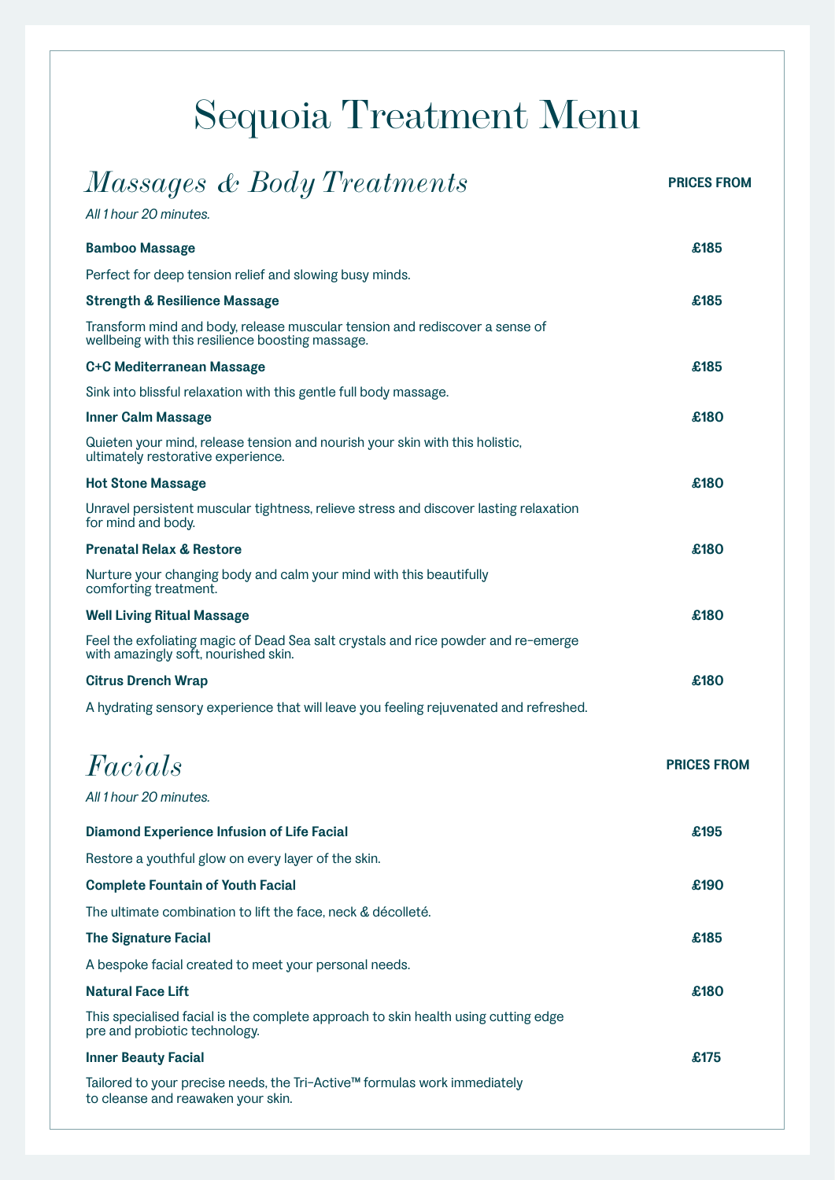# Sequoia Treatment Menu

## *Massages & Body Treatments*

**PRICES FROM**

*All 1 hour 20 minutes.*

**Bamboo Massage** — **£185**

Perfect for deep tension relief and slowing busy minds.

**Strength & Resilience Massage** — **£185**

Transform mind and body, release muscular tension and rediscover a sense of wellbeing with this resilience boosting massage.

**C+C Mediterranean Massage** — **£185**

Sink into blissful relaxation with this gentle full body massage.

**Inner Calm Massage** — **£180**

Quieten your mind, release tension and nourish your skin with this holistic, ultimately restorative experience.

**Hot Stone Massage** — **£180**

Unravel persistent muscular tightness, relieve stress and discover lasting relaxation for mind and body.

**Prenatal Relax & Restore** — **£180**

Nurture your changing body and calm your mind with this beautifully comforting treatment.

**Well Living Ritual Massage** — **£180**

Feel the exfoliating magic of Dead Sea salt crystals and rice powder and re-emerge with amazingly soft, nourished skin.

**Citrus Drench Wrap** — **£180**

A hydrating sensory experience that will leave you feeling rejuvenated and refreshed.

## *Facials*

**PRICES FROM**

*All 1 hour 20 minutes.*

**Diamond Experience Infusion of Life Facial** — **£195**

Restore a youthful glow on every layer of the skin.

**Complete Fountain of Youth Facial** — **£190**

The ultimate combination to lift the face, neck & décolleté.

**The Signature Facial** — **£185**

A bespoke facial created to meet your personal needs.

**Natural Face Lift** — **£180**

This specialised facial is the complete approach to skin health using cutting edge pre and probiotic technology.

**Inner Beauty Facial** — **£175**

Tailored to your precise needs, the Tri-Active™ formulas work immediately to cleanse and reawaken your skin.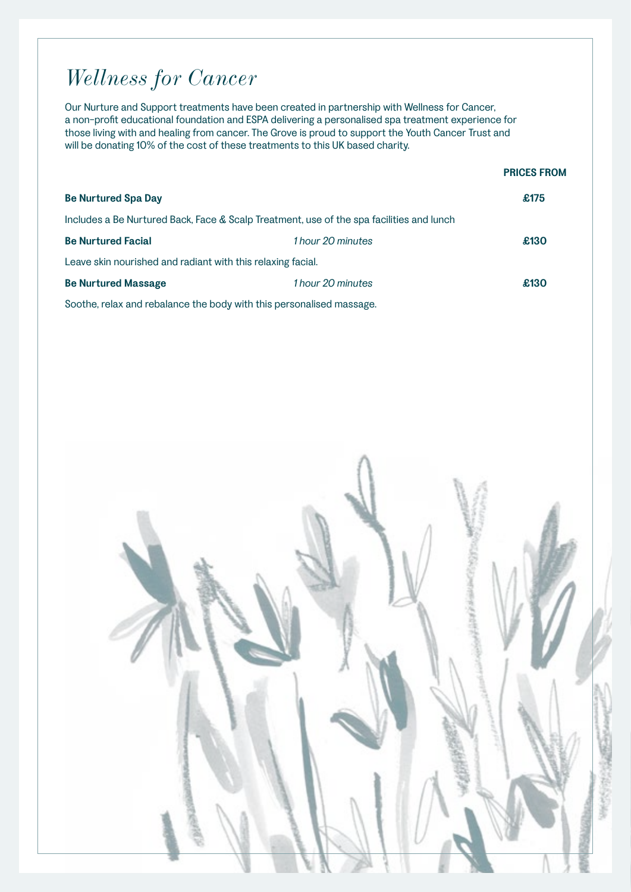# Wellness for Cancer

Our Nurture and Support treatments have been created in partnership with Wellness for Cancer, a non-profit educational foundation and ESPA delivering a personalised spa treatment experience for those living with and healing from cancer. The Grove is proud to support the Youth Cancer Trust and will be donating 10% of the cost of these treatments to this UK based charity.

| | | **PRICES FROM** |
|---|---|---|
| **Be Nurtured Spa Day** | | **£175** |
| Includes a Be Nurtured Back, Face & Scalp Treatment, use of the spa facilities and lunch | | |
| **Be Nurtured Facial** | *1 hour 20 minutes* | **£130** |
| Leave skin nourished and radiant with this relaxing facial. | | |
| **Be Nurtured Massage** | *1 hour 20 minutes* | **£130** |
| Soothe, relax and rebalance the body with this personalised massage. | | |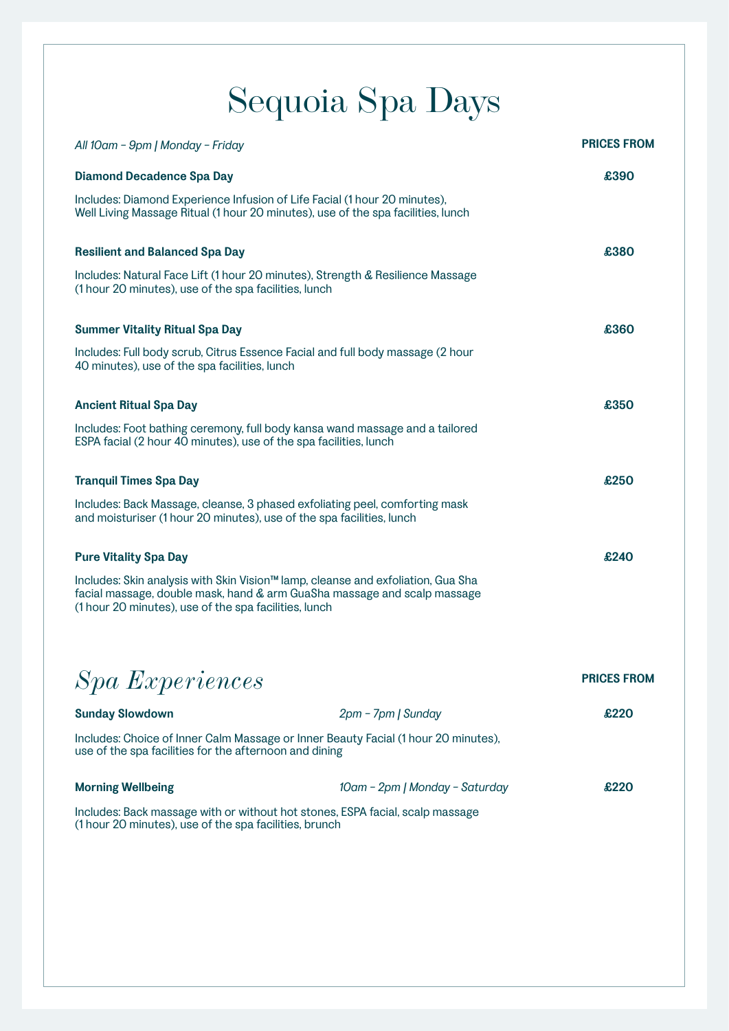# Sequoia Spa Days

*All 10am – 9pm | Monday – Friday* **PRICES FROM**

**Diamond Decadence Spa Day** **£390**

Includes: Diamond Experience Infusion of Life Facial (1 hour 20 minutes), Well Living Massage Ritual (1 hour 20 minutes), use of the spa facilities, lunch

**Resilient and Balanced Spa Day** **£380**

Includes: Natural Face Lift (1 hour 20 minutes), Strength & Resilience Massage (1 hour 20 minutes), use of the spa facilities, lunch

**Summer Vitality Ritual Spa Day** **£360**

Includes: Full body scrub, Citrus Essence Facial and full body massage (2 hour 40 minutes), use of the spa facilities, lunch

**Ancient Ritual Spa Day** **£350**

Includes: Foot bathing ceremony, full body kansa wand massage and a tailored ESPA facial (2 hour 40 minutes), use of the spa facilities, lunch

**Tranquil Times Spa Day** **£250**

Includes: Back Massage, cleanse, 3 phased exfoliating peel, comforting mask and moisturiser (1 hour 20 minutes), use of the spa facilities, lunch

**Pure Vitality Spa Day** **£240**

Includes: Skin analysis with Skin Vision™ lamp, cleanse and exfoliation, Gua Sha facial massage, double mask, hand & arm GuaSha massage and scalp massage (1 hour 20 minutes), use of the spa facilities, lunch

## *Spa Experiences*

**PRICES FROM**

**Sunday Slowdown** *2pm – 7pm | Sunday* **£220**

Includes: Choice of Inner Calm Massage or Inner Beauty Facial (1 hour 20 minutes), use of the spa facilities for the afternoon and dining

**Morning Wellbeing** *10am – 2pm | Monday – Saturday* **£220**

Includes: Back massage with or without hot stones, ESPA facial, scalp massage (1 hour 20 minutes), use of the spa facilities, brunch